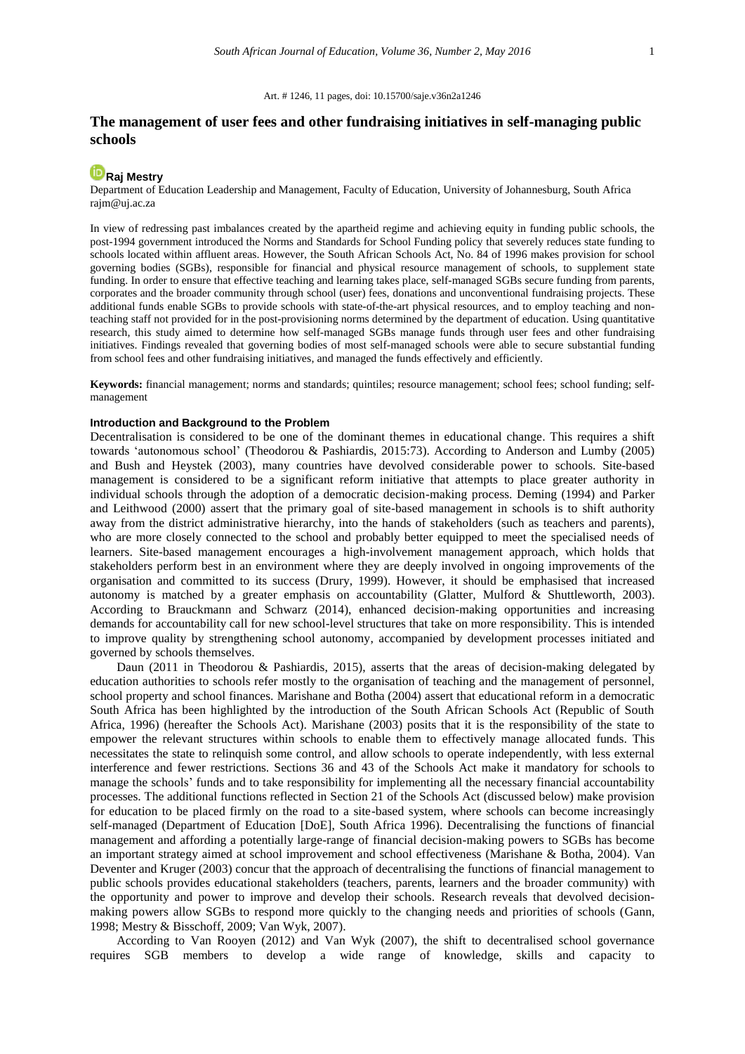Art. # 1246, 11 pages, doi: 10.15700/saje.v36n2a1246

# The management of user fees and other fundraising initiatives in self-managing public schools

**Raj Mestry**

Department of Education Leadership and Management, Faculty of Education, University of Johannesburg, South Africa
rajm@uj.ac.za

In view of redressing past imbalances created by the apartheid regime and achieving equity in funding public schools, the post-1994 government introduced the Norms and Standards for School Funding policy that severely reduces state funding to schools located within affluent areas. However, the South African Schools Act, No. 84 of 1996 makes provision for school governing bodies (SGBs), responsible for financial and physical resource management of schools, to supplement state funding. In order to ensure that effective teaching and learning takes place, self-managed SGBs secure funding from parents, corporates and the broader community through school (user) fees, donations and unconventional fundraising projects. These additional funds enable SGBs to provide schools with state-of-the-art physical resources, and to employ teaching and non-teaching staff not provided for in the post-provisioning norms determined by the department of education. Using quantitative research, this study aimed to determine how self-managed SGBs manage funds through user fees and other fundraising initiatives. Findings revealed that governing bodies of most self-managed schools were able to secure substantial funding from school fees and other fundraising initiatives, and managed the funds effectively and efficiently.

**Keywords:** financial management; norms and standards; quintiles; resource management; school fees; school funding; self-management

## Introduction and Background to the Problem

Decentralisation is considered to be one of the dominant themes in educational change. This requires a shift towards 'autonomous school' (Theodorou & Pashiardis, 2015:73). According to Anderson and Lumby (2005) and Bush and Heystek (2003), many countries have devolved considerable power to schools. Site-based management is considered to be a significant reform initiative that attempts to place greater authority in individual schools through the adoption of a democratic decision-making process. Deming (1994) and Parker and Leithwood (2000) assert that the primary goal of site-based management in schools is to shift authority away from the district administrative hierarchy, into the hands of stakeholders (such as teachers and parents), who are more closely connected to the school and probably better equipped to meet the specialised needs of learners. Site-based management encourages a high-involvement management approach, which holds that stakeholders perform best in an environment where they are deeply involved in ongoing improvements of the organisation and committed to its success (Drury, 1999). However, it should be emphasised that increased autonomy is matched by a greater emphasis on accountability (Glatter, Mulford & Shuttleworth, 2003). According to Brauckmann and Schwarz (2014), enhanced decision-making opportunities and increasing demands for accountability call for new school-level structures that take on more responsibility. This is intended to improve quality by strengthening school autonomy, accompanied by development processes initiated and governed by schools themselves.

Daun (2011 in Theodorou & Pashiardis, 2015), asserts that the areas of decision-making delegated by education authorities to schools refer mostly to the organisation of teaching and the management of personnel, school property and school finances. Marishane and Botha (2004) assert that educational reform in a democratic South Africa has been highlighted by the introduction of the South African Schools Act (Republic of South Africa, 1996) (hereafter the Schools Act). Marishane (2003) posits that it is the responsibility of the state to empower the relevant structures within schools to enable them to effectively manage allocated funds. This necessitates the state to relinquish some control, and allow schools to operate independently, with less external interference and fewer restrictions. Sections 36 and 43 of the Schools Act make it mandatory for schools to manage the schools' funds and to take responsibility for implementing all the necessary financial accountability processes. The additional functions reflected in Section 21 of the Schools Act (discussed below) make provision for education to be placed firmly on the road to a site-based system, where schools can become increasingly self-managed (Department of Education [DoE], South Africa 1996). Decentralising the functions of financial management and affording a potentially large-range of financial decision-making powers to SGBs has become an important strategy aimed at school improvement and school effectiveness (Marishane & Botha, 2004). Van Deventer and Kruger (2003) concur that the approach of decentralising the functions of financial management to public schools provides educational stakeholders (teachers, parents, learners and the broader community) with the opportunity and power to improve and develop their schools. Research reveals that devolved decision-making powers allow SGBs to respond more quickly to the changing needs and priorities of schools (Gann, 1998; Mestry & Bisschoff, 2009; Van Wyk, 2007).

According to Van Rooyen (2012) and Van Wyk (2007), the shift to decentralised school governance requires SGB members to develop a wide range of knowledge, skills and capacity to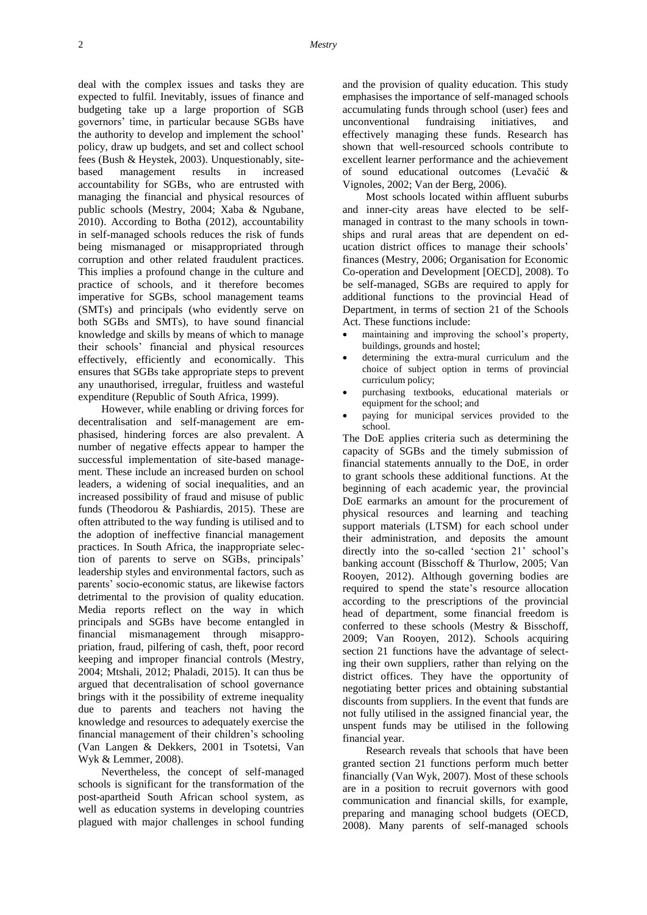deal with the complex issues and tasks they are expected to fulfil. Inevitably, issues of finance and budgeting take up a large proportion of SGB governors' time, in particular because SGBs have the authority to develop and implement the school' policy, draw up budgets, and set and collect school fees (Bush & Heystek, 2003). Unquestionably, site-based management results in increased accountability for SGBs, who are entrusted with managing the financial and physical resources of public schools (Mestry, 2004; Xaba & Ngubane, 2010). According to Botha (2012), accountability in self-managed schools reduces the risk of funds being mismanaged or misappropriated through corruption and other related fraudulent practices. This implies a profound change in the culture and practice of schools, and it therefore becomes imperative for SGBs, school management teams (SMTs) and principals (who evidently serve on both SGBs and SMTs), to have sound financial knowledge and skills by means of which to manage their schools' financial and physical resources effectively, efficiently and economically. This ensures that SGBs take appropriate steps to prevent any unauthorised, irregular, fruitless and wasteful expenditure (Republic of South Africa, 1999).

However, while enabling or driving forces for decentralisation and self-management are emphasised, hindering forces are also prevalent. A number of negative effects appear to hamper the successful implementation of site-based management. These include an increased burden on school leaders, a widening of social inequalities, and an increased possibility of fraud and misuse of public funds (Theodorou & Pashiardis, 2015). These are often attributed to the way funding is utilised and to the adoption of ineffective financial management practices. In South Africa, the inappropriate selection of parents to serve on SGBs, principals' leadership styles and environmental factors, such as parents' socio-economic status, are likewise factors detrimental to the provision of quality education. Media reports reflect on the way in which principals and SGBs have become entangled in financial mismanagement through misappropriation, fraud, pilfering of cash, theft, poor record keeping and improper financial controls (Mestry, 2004; Mtshali, 2012; Phaladi, 2015). It can thus be argued that decentralisation of school governance brings with it the possibility of extreme inequality due to parents and teachers not having the knowledge and resources to adequately exercise the financial management of their children's schooling (Van Langen & Dekkers, 2001 in Tsotetsi, Van Wyk & Lemmer, 2008).

Nevertheless, the concept of self-managed schools is significant for the transformation of the post-apartheid South African school system, as well as education systems in developing countries plagued with major challenges in school funding and the provision of quality education. This study emphasises the importance of self-managed schools accumulating funds through school (user) fees and unconventional fundraising initiatives, and effectively managing these funds. Research has shown that well-resourced schools contribute to excellent learner performance and the achievement of sound educational outcomes (Levačić & Vignoles, 2002; Van der Berg, 2006).

Most schools located within affluent suburbs and inner-city areas have elected to be self-managed in contrast to the many schools in townships and rural areas that are dependent on education district offices to manage their schools' finances (Mestry, 2006; Organisation for Economic Co-operation and Development [OECD], 2008). To be self-managed, SGBs are required to apply for additional functions to the provincial Head of Department, in terms of section 21 of the Schools Act. These functions include:

- maintaining and improving the school's property, buildings, grounds and hostel;
- determining the extra-mural curriculum and the choice of subject option in terms of provincial curriculum policy;
- purchasing textbooks, educational materials or equipment for the school; and
- paying for municipal services provided to the school.

The DoE applies criteria such as determining the capacity of SGBs and the timely submission of financial statements annually to the DoE, in order to grant schools these additional functions. At the beginning of each academic year, the provincial DoE earmarks an amount for the procurement of physical resources and learning and teaching support materials (LTSM) for each school under their administration, and deposits the amount directly into the so-called 'section 21' school's banking account (Bisschoff & Thurlow, 2005; Van Rooyen, 2012). Although governing bodies are required to spend the state's resource allocation according to the prescriptions of the provincial head of department, some financial freedom is conferred to these schools (Mestry & Bisschoff, 2009; Van Rooyen, 2012). Schools acquiring section 21 functions have the advantage of selecting their own suppliers, rather than relying on the district offices. They have the opportunity of negotiating better prices and obtaining substantial discounts from suppliers. In the event that funds are not fully utilised in the assigned financial year, the unspent funds may be utilised in the following financial year.

Research reveals that schools that have been granted section 21 functions perform much better financially (Van Wyk, 2007). Most of these schools are in a position to recruit governors with good communication and financial skills, for example, preparing and managing school budgets (OECD, 2008). Many parents of self-managed schools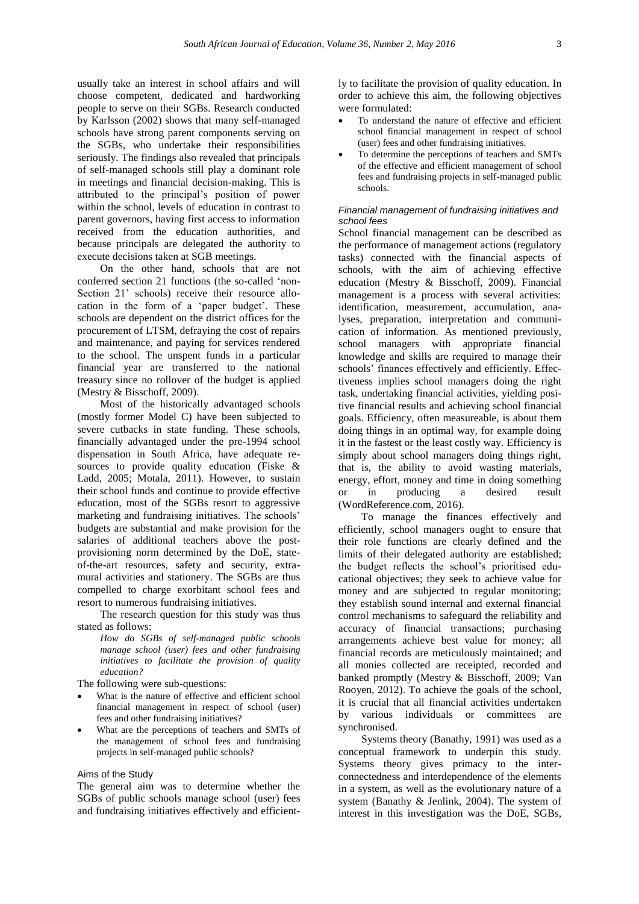usually take an interest in school affairs and will choose competent, dedicated and hardworking people to serve on their SGBs. Research conducted by Karlsson (2002) shows that many self-managed schools have strong parent components serving on the SGBs, who undertake their responsibilities seriously. The findings also revealed that principals of self-managed schools still play a dominant role in meetings and financial decision-making. This is attributed to the principal's position of power within the school, levels of education in contrast to parent governors, having first access to information received from the education authorities, and because principals are delegated the authority to execute decisions taken at SGB meetings.

On the other hand, schools that are not conferred section 21 functions (the so-called 'non-Section 21' schools) receive their resource allocation in the form of a 'paper budget'. These schools are dependent on the district offices for the procurement of LTSM, defraying the cost of repairs and maintenance, and paying for services rendered to the school. The unspent funds in a particular financial year are transferred to the national treasury since no rollover of the budget is applied (Mestry & Bisschoff, 2009).

Most of the historically advantaged schools (mostly former Model C) have been subjected to severe cutbacks in state funding. These schools, financially advantaged under the pre-1994 school dispensation in South Africa, have adequate resources to provide quality education (Fiske & Ladd, 2005; Motala, 2011). However, to sustain their school funds and continue to provide effective education, most of the SGBs resort to aggressive marketing and fundraising initiatives. The schools' budgets are substantial and make provision for the salaries of additional teachers above the post-provisioning norm determined by the DoE, state-of-the-art resources, safety and security, extramural activities and stationery. The SGBs are thus compelled to charge exorbitant school fees and resort to numerous fundraising initiatives.

The research question for this study was thus stated as follows:

> *How do SGBs of self-managed public schools manage school (user) fees and other fundraising initiatives to facilitate the provision of quality education?*

The following were sub-questions:

- What is the nature of effective and efficient school financial management in respect of school (user) fees and other fundraising initiatives?
- What are the perceptions of teachers and SMTs of the management of school fees and fundraising projects in self-managed public schools?

## Aims of the Study

The general aim was to determine whether the SGBs of public schools manage school (user) fees and fundraising initiatives effectively and efficiently to facilitate the provision of quality education. In order to achieve this aim, the following objectives were formulated:

- To understand the nature of effective and efficient school financial management in respect of school (user) fees and other fundraising initiatives.
- To determine the perceptions of teachers and SMTs of the effective and efficient management of school fees and fundraising projects in self-managed public schools.

### *Financial management of fundraising initiatives and school fees*

School financial management can be described as the performance of management actions (regulatory tasks) connected with the financial aspects of schools, with the aim of achieving effective education (Mestry & Bisschoff, 2009). Financial management is a process with several activities: identification, measurement, accumulation, analyses, preparation, interpretation and communication of information. As mentioned previously, school managers with appropriate financial knowledge and skills are required to manage their schools' finances effectively and efficiently. Effectiveness implies school managers doing the right task, undertaking financial activities, yielding positive financial results and achieving school financial goals. Efficiency, often measureable, is about them doing things in an optimal way, for example doing it in the fastest or the least costly way. Efficiency is simply about school managers doing things right, that is, the ability to avoid wasting materials, energy, effort, money and time in doing something or in producing a desired result (WordReference.com, 2016).

To manage the finances effectively and efficiently, school managers ought to ensure that their role functions are clearly defined and the limits of their delegated authority are established; the budget reflects the school's prioritised educational objectives; they seek to achieve value for money and are subjected to regular monitoring; they establish sound internal and external financial control mechanisms to safeguard the reliability and accuracy of financial transactions; purchasing arrangements achieve best value for money; all financial records are meticulously maintained; and all monies collected are receipted, recorded and banked promptly (Mestry & Bisschoff, 2009; Van Rooyen, 2012). To achieve the goals of the school, it is crucial that all financial activities undertaken by various individuals or committees are synchronised.

Systems theory (Banathy, 1991) was used as a conceptual framework to underpin this study. Systems theory gives primacy to the interconnectedness and interdependence of the elements in a system, as well as the evolutionary nature of a system (Banathy & Jenlink, 2004). The system of interest in this investigation was the DoE, SGBs,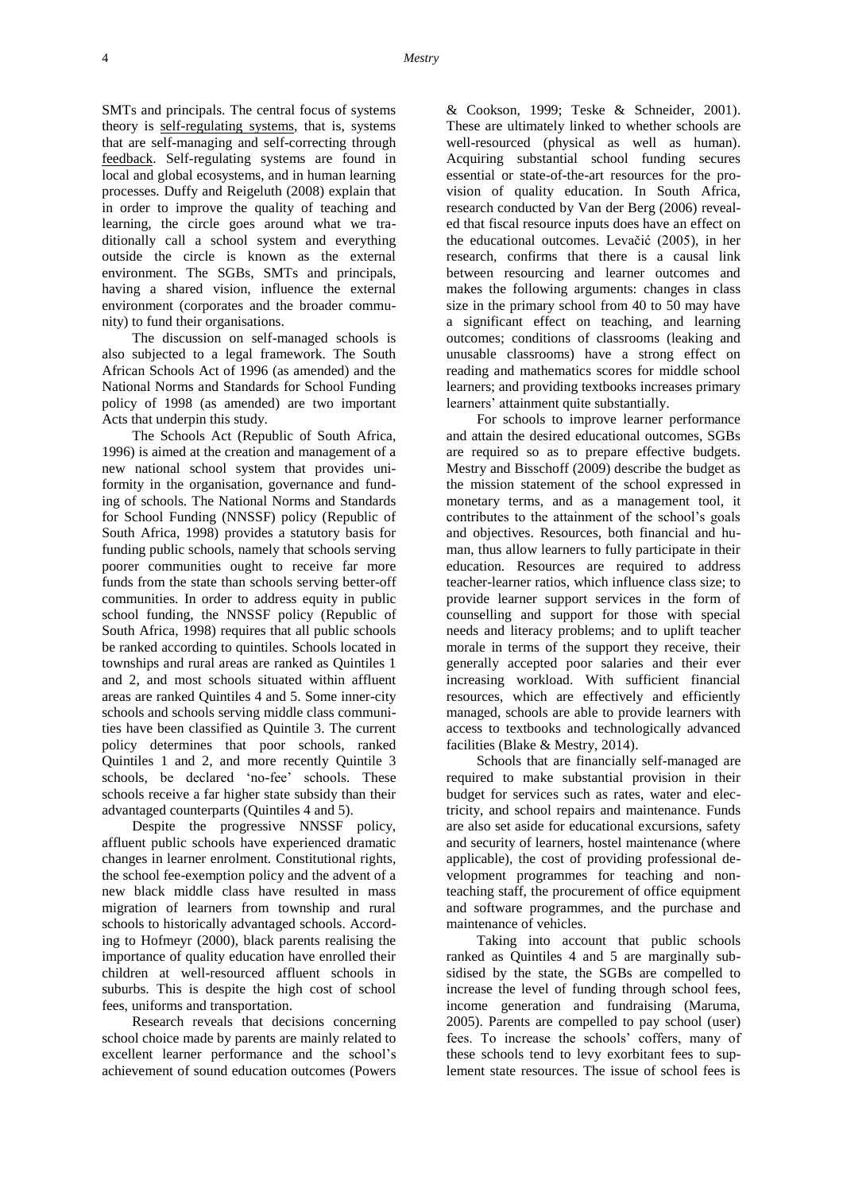SMTs and principals. The central focus of systems theory is self-regulating systems, that is, systems that are self-managing and self-correcting through feedback. Self-regulating systems are found in local and global ecosystems, and in human learning processes. Duffy and Reigeluth (2008) explain that in order to improve the quality of teaching and learning, the circle goes around what we traditionally call a school system and everything outside the circle is known as the external environment. The SGBs, SMTs and principals, having a shared vision, influence the external environment (corporates and the broader community) to fund their organisations.

The discussion on self-managed schools is also subjected to a legal framework. The South African Schools Act of 1996 (as amended) and the National Norms and Standards for School Funding policy of 1998 (as amended) are two important Acts that underpin this study.

The Schools Act (Republic of South Africa, 1996) is aimed at the creation and management of a new national school system that provides uniformity in the organisation, governance and funding of schools. The National Norms and Standards for School Funding (NNSSF) policy (Republic of South Africa, 1998) provides a statutory basis for funding public schools, namely that schools serving poorer communities ought to receive far more funds from the state than schools serving better-off communities. In order to address equity in public school funding, the NNSSF policy (Republic of South Africa, 1998) requires that all public schools be ranked according to quintiles. Schools located in townships and rural areas are ranked as Quintiles 1 and 2, and most schools situated within affluent areas are ranked Quintiles 4 and 5. Some inner-city schools and schools serving middle class communities have been classified as Quintile 3. The current policy determines that poor schools, ranked Quintiles 1 and 2, and more recently Quintile 3 schools, be declared 'no-fee' schools. These schools receive a far higher state subsidy than their advantaged counterparts (Quintiles 4 and 5).

Despite the progressive NNSSF policy, affluent public schools have experienced dramatic changes in learner enrolment. Constitutional rights, the school fee-exemption policy and the advent of a new black middle class have resulted in mass migration of learners from township and rural schools to historically advantaged schools. According to Hofmeyr (2000), black parents realising the importance of quality education have enrolled their children at well-resourced affluent schools in suburbs. This is despite the high cost of school fees, uniforms and transportation.

Research reveals that decisions concerning school choice made by parents are mainly related to excellent learner performance and the school's achievement of sound education outcomes (Powers & Cookson, 1999; Teske & Schneider, 2001). These are ultimately linked to whether schools are well-resourced (physical as well as human). Acquiring substantial school funding secures essential or state-of-the-art resources for the provision of quality education. In South Africa, research conducted by Van der Berg (2006) revealed that fiscal resource inputs does have an effect on the educational outcomes. Levačić (2005), in her research, confirms that there is a causal link between resourcing and learner outcomes and makes the following arguments: changes in class size in the primary school from 40 to 50 may have a significant effect on teaching, and learning outcomes; conditions of classrooms (leaking and unusable classrooms) have a strong effect on reading and mathematics scores for middle school learners; and providing textbooks increases primary learners' attainment quite substantially.

For schools to improve learner performance and attain the desired educational outcomes, SGBs are required so as to prepare effective budgets. Mestry and Bisschoff (2009) describe the budget as the mission statement of the school expressed in monetary terms, and as a management tool, it contributes to the attainment of the school's goals and objectives. Resources, both financial and human, thus allow learners to fully participate in their education. Resources are required to address teacher-learner ratios, which influence class size; to provide learner support services in the form of counselling and support for those with special needs and literacy problems; and to uplift teacher morale in terms of the support they receive, their generally accepted poor salaries and their ever increasing workload. With sufficient financial resources, which are effectively and efficiently managed, schools are able to provide learners with access to textbooks and technologically advanced facilities (Blake & Mestry, 2014).

Schools that are financially self-managed are required to make substantial provision in their budget for services such as rates, water and electricity, and school repairs and maintenance. Funds are also set aside for educational excursions, safety and security of learners, hostel maintenance (where applicable), the cost of providing professional development programmes for teaching and non-teaching staff, the procurement of office equipment and software programmes, and the purchase and maintenance of vehicles.

Taking into account that public schools ranked as Quintiles 4 and 5 are marginally subsidised by the state, the SGBs are compelled to increase the level of funding through school fees, income generation and fundraising (Maruma, 2005). Parents are compelled to pay school (user) fees. To increase the schools' coffers, many of these schools tend to levy exorbitant fees to suplement state resources. The issue of school fees is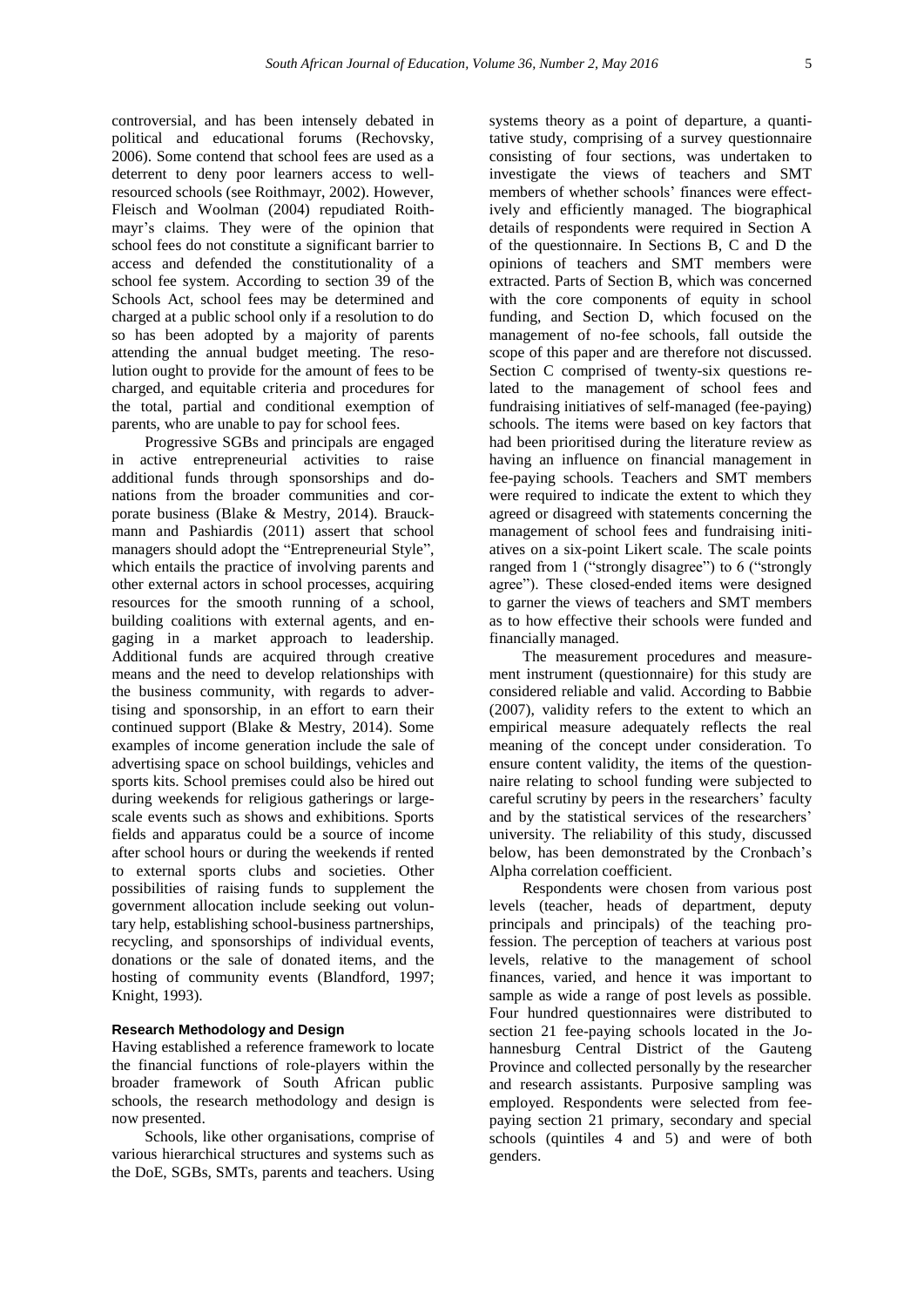controversial, and has been intensely debated in political and educational forums (Rechovsky, 2006). Some contend that school fees are used as a deterrent to deny poor learners access to well-resourced schools (see Roithmayr, 2002). However, Fleisch and Woolman (2004) repudiated Roithmayr's claims. They were of the opinion that school fees do not constitute a significant barrier to access and defended the constitutionality of a school fee system. According to section 39 of the Schools Act, school fees may be determined and charged at a public school only if a resolution to do so has been adopted by a majority of parents attending the annual budget meeting. The resolution ought to provide for the amount of fees to be charged, and equitable criteria and procedures for the total, partial and conditional exemption of parents, who are unable to pay for school fees.

Progressive SGBs and principals are engaged in active entrepreneurial activities to raise additional funds through sponsorships and donations from the broader communities and corporate business (Blake & Mestry, 2014). Brauckmann and Pashiardis (2011) assert that school managers should adopt the "Entrepreneurial Style", which entails the practice of involving parents and other external actors in school processes, acquiring resources for the smooth running of a school, building coalitions with external agents, and engaging in a market approach to leadership. Additional funds are acquired through creative means and the need to develop relationships with the business community, with regards to advertising and sponsorship, in an effort to earn their continued support (Blake & Mestry, 2014). Some examples of income generation include the sale of advertising space on school buildings, vehicles and sports kits. School premises could also be hired out during weekends for religious gatherings or large-scale events such as shows and exhibitions. Sports fields and apparatus could be a source of income after school hours or during the weekends if rented to external sports clubs and societies. Other possibilities of raising funds to supplement the government allocation include seeking out voluntary help, establishing school-business partnerships, recycling, and sponsorships of individual events, donations or the sale of donated items, and the hosting of community events (Blandford, 1997; Knight, 1993).

## Research Methodology and Design

Having established a reference framework to locate the financial functions of role-players within the broader framework of South African public schools, the research methodology and design is now presented.

Schools, like other organisations, comprise of various hierarchical structures and systems such as the DoE, SGBs, SMTs, parents and teachers. Using systems theory as a point of departure, a quantitative study, comprising of a survey questionnaire consisting of four sections, was undertaken to investigate the views of teachers and SMT members of whether schools' finances were effectively and efficiently managed. The biographical details of respondents were required in Section A of the questionnaire. In Sections B, C and D the opinions of teachers and SMT members were extracted. Parts of Section B, which was concerned with the core components of equity in school funding, and Section D, which focused on the management of no-fee schools, fall outside the scope of this paper and are therefore not discussed. Section C comprised of twenty-six questions related to the management of school fees and fundraising initiatives of self-managed (fee-paying) schools. The items were based on key factors that had been prioritised during the literature review as having an influence on financial management in fee-paying schools. Teachers and SMT members were required to indicate the extent to which they agreed or disagreed with statements concerning the management of school fees and fundraising initiatives on a six-point Likert scale. The scale points ranged from 1 ("strongly disagree") to 6 ("strongly agree"). These closed-ended items were designed to garner the views of teachers and SMT members as to how effective their schools were funded and financially managed.

The measurement procedures and measurement instrument (questionnaire) for this study are considered reliable and valid. According to Babbie (2007), validity refers to the extent to which an empirical measure adequately reflects the real meaning of the concept under consideration. To ensure content validity, the items of the questionnaire relating to school funding were subjected to careful scrutiny by peers in the researchers' faculty and by the statistical services of the researchers' university. The reliability of this study, discussed below, has been demonstrated by the Cronbach's Alpha correlation coefficient.

Respondents were chosen from various post levels (teacher, heads of department, deputy principals and principals) of the teaching profession. The perception of teachers at various post levels, relative to the management of school finances, varied, and hence it was important to sample as wide a range of post levels as possible. Four hundred questionnaires were distributed to section 21 fee-paying schools located in the Johannesburg Central District of the Gauteng Province and collected personally by the researcher and research assistants. Purposive sampling was employed. Respondents were selected from fee-paying section 21 primary, secondary and special schools (quintiles 4 and 5) and were of both genders.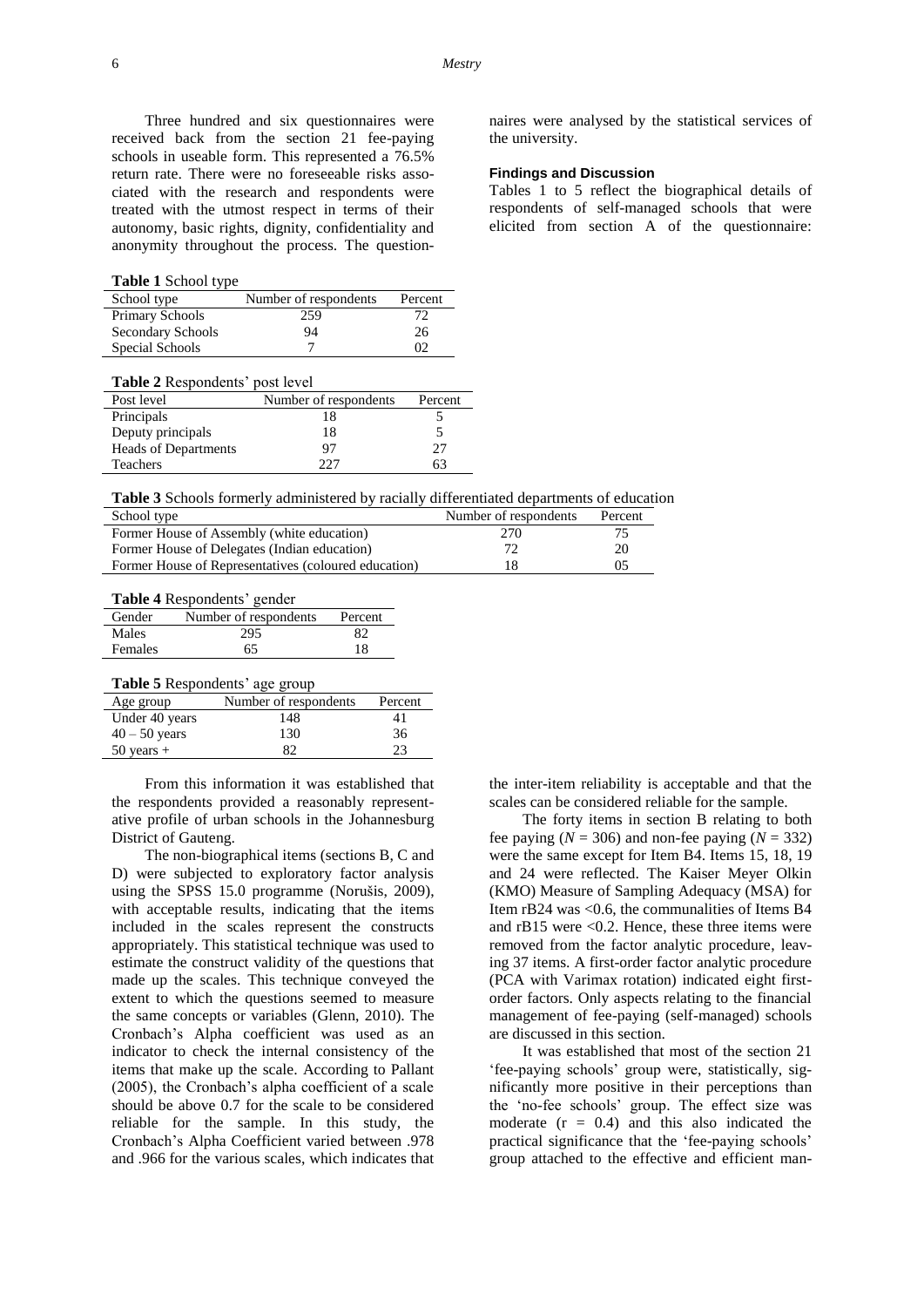Three hundred and six questionnaires were received back from the section 21 fee-paying schools in useable form. This represented a 76.5% return rate. There were no foreseeable risks associated with the research and respondents were treated with the utmost respect in terms of their autonomy, basic rights, dignity, confidentiality and anonymity throughout the process. The questionnaires were analysed by the statistical services of the university.

#### Findings and Discussion

Tables 1 to 5 reflect the biographical details of respondents of self-managed schools that were elicited from section A of the questionnaire:

**Table 1** School type

| School type | Number of respondents | Percent |
|---|---|---|
| Primary Schools | 259 | 72 |
| Secondary Schools | 94 | 26 |
| Special Schools | 7 | 02 |

**Table 2** Respondents' post level

| Post level | Number of respondents | Percent |
|---|---|---|
| Principals | 18 | 5 |
| Deputy principals | 18 | 5 |
| Heads of Departments | 97 | 27 |
| Teachers | 227 | 63 |

**Table 3** Schools formerly administered by racially differentiated departments of education

| School type | Number of respondents | Percent |
|---|---|---|
| Former House of Assembly (white education) | 270 | 75 |
| Former House of Delegates (Indian education) | 72 | 20 |
| Former House of Representatives (coloured education) | 18 | 05 |

**Table 4** Respondents' gender

| Gender | Number of respondents | Percent |
|---|---|---|
| Males | 295 | 82 |
| Females | 65 | 18 |

**Table 5** Respondents' age group

| Age group | Number of respondents | Percent |
|---|---|---|
| Under 40 years | 148 | 41 |
| 40 – 50 years | 130 | 36 |
| 50 years + | 82 | 23 |

From this information it was established that the respondents provided a reasonably representative profile of urban schools in the Johannesburg District of Gauteng.

The non-biographical items (sections B, C and D) were subjected to exploratory factor analysis using the SPSS 15.0 programme (Norušis, 2009), with acceptable results, indicating that the items included in the scales represent the constructs appropriately. This statistical technique was used to estimate the construct validity of the questions that made up the scales. This technique conveyed the extent to which the questions seemed to measure the same concepts or variables (Glenn, 2010). The Cronbach's Alpha coefficient was used as an indicator to check the internal consistency of the items that make up the scale. According to Pallant (2005), the Cronbach's alpha coefficient of a scale should be above 0.7 for the scale to be considered reliable for the sample. In this study, the Cronbach's Alpha Coefficient varied between .978 and .966 for the various scales, which indicates that the inter-item reliability is acceptable and that the scales can be considered reliable for the sample.

The forty items in section B relating to both fee paying ($N = 306$) and non-fee paying ($N = 332$) were the same except for Item B4. Items 15, 18, 19 and 24 were reflected. The Kaiser Meyer Olkin (KMO) Measure of Sampling Adequacy (MSA) for Item rB24 was <0.6, the communalities of Items B4 and rB15 were <0.2. Hence, these three items were removed from the factor analytic procedure, leaving 37 items. A first-order factor analytic procedure (PCA with Varimax rotation) indicated eight first-order factors. Only aspects relating to the financial management of fee-paying (self-managed) schools are discussed in this section.

It was established that most of the section 21 'fee-paying schools' group were, statistically, significantly more positive in their perceptions than the 'no-fee schools' group. The effect size was moderate ($r = 0.4$) and this also indicated the practical significance that the 'fee-paying schools' group attached to the effective and efficient man-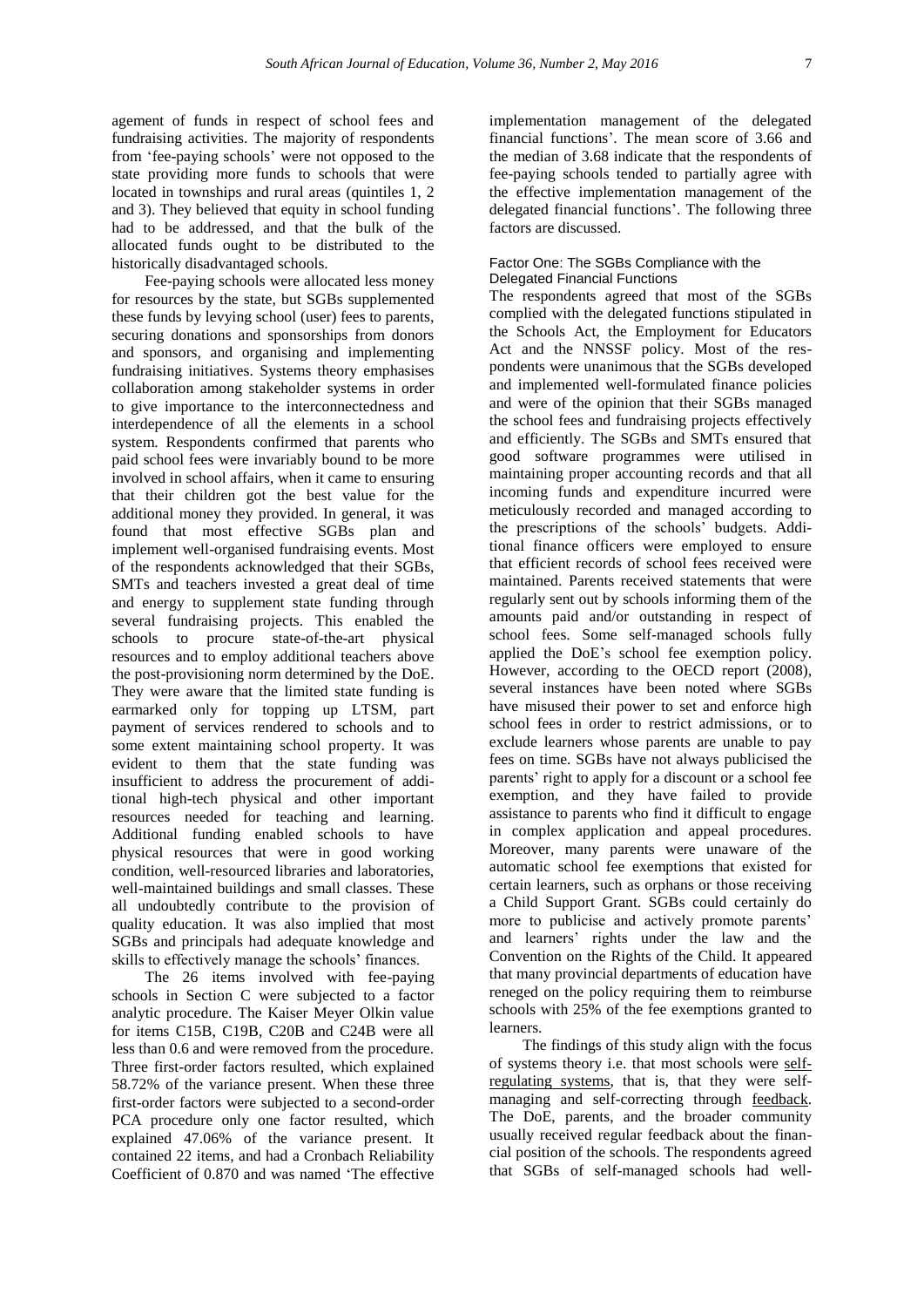agement of funds in respect of school fees and fundraising activities. The majority of respondents from 'fee-paying schools' were not opposed to the state providing more funds to schools that were located in townships and rural areas (quintiles 1, 2 and 3). They believed that equity in school funding had to be addressed, and that the bulk of the allocated funds ought to be distributed to the historically disadvantaged schools.

Fee-paying schools were allocated less money for resources by the state, but SGBs supplemented these funds by levying school (user) fees to parents, securing donations and sponsorships from donors and sponsors, and organising and implementing fundraising initiatives. Systems theory emphasises collaboration among stakeholder systems in order to give importance to the interconnectedness and interdependence of all the elements in a school system. Respondents confirmed that parents who paid school fees were invariably bound to be more involved in school affairs, when it came to ensuring that their children got the best value for the additional money they provided. In general, it was found that most effective SGBs plan and implement well-organised fundraising events. Most of the respondents acknowledged that their SGBs, SMTs and teachers invested a great deal of time and energy to supplement state funding through several fundraising projects. This enabled the schools to procure state-of-the-art physical resources and to employ additional teachers above the post-provisioning norm determined by the DoE. They were aware that the limited state funding is earmarked only for topping up LTSM, part payment of services rendered to schools and to some extent maintaining school property. It was evident to them that the state funding was insufficient to address the procurement of additional high-tech physical and other important resources needed for teaching and learning. Additional funding enabled schools to have physical resources that were in good working condition, well-resourced libraries and laboratories, well-maintained buildings and small classes. These all undoubtedly contribute to the provision of quality education. It was also implied that most SGBs and principals had adequate knowledge and skills to effectively manage the schools' finances.

The 26 items involved with fee-paying schools in Section C were subjected to a factor analytic procedure. The Kaiser Meyer Olkin value for items C15B, C19B, C20B and C24B were all less than 0.6 and were removed from the procedure. Three first-order factors resulted, which explained 58.72% of the variance present. When these three first-order factors were subjected to a second-order PCA procedure only one factor resulted, which explained 47.06% of the variance present. It contained 22 items, and had a Cronbach Reliability Coefficient of 0.870 and was named 'The effective implementation management of the delegated financial functions'. The mean score of 3.66 and the median of 3.68 indicate that the respondents of fee-paying schools tended to partially agree with the effective implementation management of the delegated financial functions'. The following three factors are discussed.

#### Factor One: The SGBs Compliance with the Delegated Financial Functions

The respondents agreed that most of the SGBs complied with the delegated functions stipulated in the Schools Act, the Employment for Educators Act and the NNSSF policy. Most of the respondents were unanimous that the SGBs developed and implemented well-formulated finance policies and were of the opinion that their SGBs managed the school fees and fundraising projects effectively and efficiently. The SGBs and SMTs ensured that good software programmes were utilised in maintaining proper accounting records and that all incoming funds and expenditure incurred were meticulously recorded and managed according to the prescriptions of the schools' budgets. Additional finance officers were employed to ensure that efficient records of school fees received were maintained. Parents received statements that were regularly sent out by schools informing them of the amounts paid and/or outstanding in respect of school fees. Some self-managed schools fully applied the DoE's school fee exemption policy. However, according to the OECD report (2008), several instances have been noted where SGBs have misused their power to set and enforce high school fees in order to restrict admissions, or to exclude learners whose parents are unable to pay fees on time. SGBs have not always publicised the parents' right to apply for a discount or a school fee exemption, and they have failed to provide assistance to parents who find it difficult to engage in complex application and appeal procedures. Moreover, many parents were unaware of the automatic school fee exemptions that existed for certain learners, such as orphans or those receiving a Child Support Grant. SGBs could certainly do more to publicise and actively promote parents' and learners' rights under the law and the Convention on the Rights of the Child. It appeared that many provincial departments of education have reneged on the policy requiring them to reimburse schools with 25% of the fee exemptions granted to learners.

The findings of this study align with the focus of systems theory i.e. that most schools were self-regulating systems, that is, that they were self-managing and self-correcting through feedback. The DoE, parents, and the broader community usually received regular feedback about the financial position of the schools. The respondents agreed that SGBs of self-managed schools had well-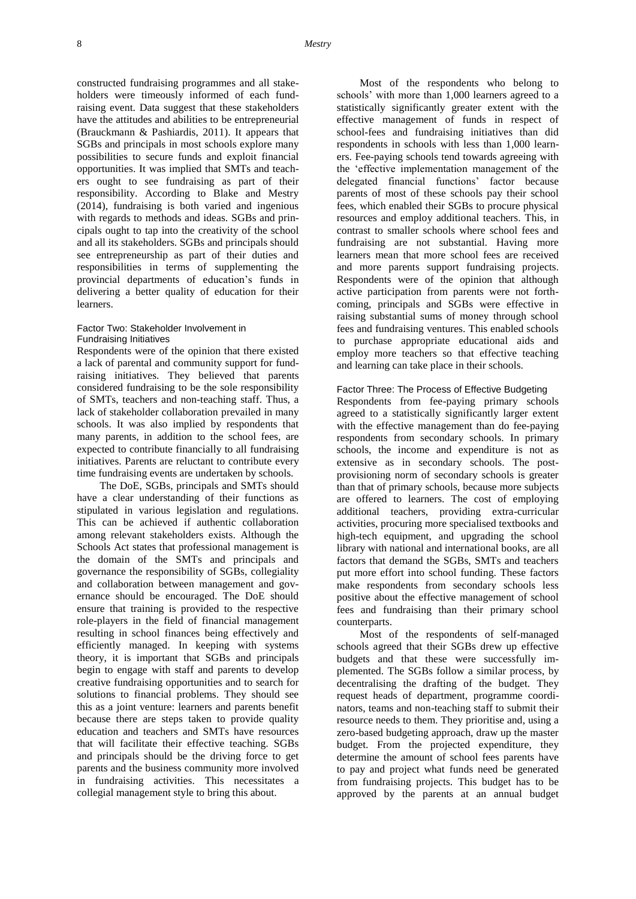constructed fundraising programmes and all stakeholders were timeously informed of each fundraising event. Data suggest that these stakeholders have the attitudes and abilities to be entrepreneurial (Brauckmann & Pashiardis, 2011). It appears that SGBs and principals in most schools explore many possibilities to secure funds and exploit financial opportunities. It was implied that SMTs and teachers ought to see fundraising as part of their responsibility. According to Blake and Mestry (2014), fundraising is both varied and ingenious with regards to methods and ideas. SGBs and principals ought to tap into the creativity of the school and all its stakeholders. SGBs and principals should see entrepreneurship as part of their duties and responsibilities in terms of supplementing the provincial departments of education's funds in delivering a better quality of education for their learners.

### Factor Two: Stakeholder Involvement in Fundraising Initiatives

Respondents were of the opinion that there existed a lack of parental and community support for fundraising initiatives. They believed that parents considered fundraising to be the sole responsibility of SMTs, teachers and non-teaching staff. Thus, a lack of stakeholder collaboration prevailed in many schools. It was also implied by respondents that many parents, in addition to the school fees, are expected to contribute financially to all fundraising initiatives. Parents are reluctant to contribute every time fundraising events are undertaken by schools.

The DoE, SGBs, principals and SMTs should have a clear understanding of their functions as stipulated in various legislation and regulations. This can be achieved if authentic collaboration among relevant stakeholders exists. Although the Schools Act states that professional management is the domain of the SMTs and principals and governance the responsibility of SGBs, collegiality and collaboration between management and governance should be encouraged. The DoE should ensure that training is provided to the respective role-players in the field of financial management resulting in school finances being effectively and efficiently managed. In keeping with systems theory, it is important that SGBs and principals begin to engage with staff and parents to develop creative fundraising opportunities and to search for solutions to financial problems. They should see this as a joint venture: learners and parents benefit because there are steps taken to provide quality education and teachers and SMTs have resources that will facilitate their effective teaching. SGBs and principals should be the driving force to get parents and the business community more involved in fundraising activities. This necessitates a collegial management style to bring this about.

Most of the respondents who belong to schools' with more than 1,000 learners agreed to a statistically significantly greater extent with the effective management of funds in respect of school-fees and fundraising initiatives than did respondents in schools with less than 1,000 learners. Fee-paying schools tend towards agreeing with the 'effective implementation management of the delegated financial functions' factor because parents of most of these schools pay their school fees, which enabled their SGBs to procure physical resources and employ additional teachers. This, in contrast to smaller schools where school fees and fundraising are not substantial. Having more learners mean that more school fees are received and more parents support fundraising projects. Respondents were of the opinion that although active participation from parents were not forthcoming, principals and SGBs were effective in raising substantial sums of money through school fees and fundraising ventures. This enabled schools to purchase appropriate educational aids and employ more teachers so that effective teaching and learning can take place in their schools.

### Factor Three: The Process of Effective Budgeting

Respondents from fee-paying primary schools agreed to a statistically significantly larger extent with the effective management than do fee-paying respondents from secondary schools. In primary schools, the income and expenditure is not as extensive as in secondary schools. The post-provisioning norm of secondary schools is greater than that of primary schools, because more subjects are offered to learners. The cost of employing additional teachers, providing extra-curricular activities, procuring more specialised textbooks and high-tech equipment, and upgrading the school library with national and international books, are all factors that demand the SGBs, SMTs and teachers put more effort into school funding. These factors make respondents from secondary schools less positive about the effective management of school fees and fundraising than their primary school counterparts.

Most of the respondents of self-managed schools agreed that their SGBs drew up effective budgets and that these were successfully implemented. The SGBs follow a similar process, by decentralising the drafting of the budget. They request heads of department, programme coordinators, teams and non-teaching staff to submit their resource needs to them. They prioritise and, using a zero-based budgeting approach, draw up the master budget. From the projected expenditure, they determine the amount of school fees parents have to pay and project what funds need be generated from fundraising projects. This budget has to be approved by the parents at an annual budget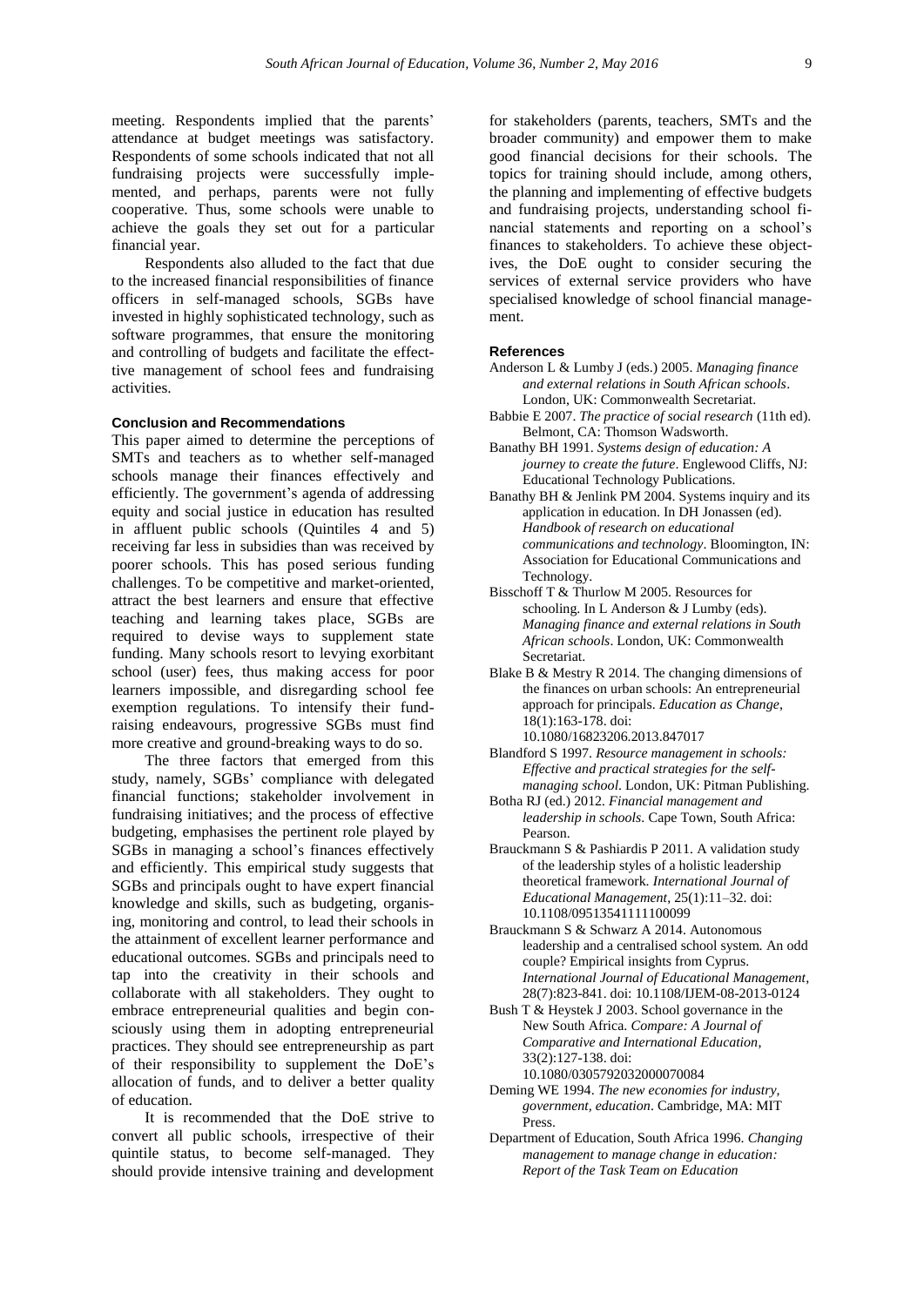meeting. Respondents implied that the parents' attendance at budget meetings was satisfactory. Respondents of some schools indicated that not all fundraising projects were successfully implemented, and perhaps, parents were not fully cooperative. Thus, some schools were unable to achieve the goals they set out for a particular financial year.

Respondents also alluded to the fact that due to the increased financial responsibilities of finance officers in self-managed schools, SGBs have invested in highly sophisticated technology, such as software programmes, that ensure the monitoring and controlling of budgets and facilitate the effective management of school fees and fundraising activities.

### Conclusion and Recommendations

This paper aimed to determine the perceptions of SMTs and teachers as to whether self-managed schools manage their finances effectively and efficiently. The government's agenda of addressing equity and social justice in education has resulted in affluent public schools (Quintiles 4 and 5) receiving far less in subsidies than was received by poorer schools. This has posed serious funding challenges. To be competitive and market-oriented, attract the best learners and ensure that effective teaching and learning takes place, SGBs are required to devise ways to supplement state funding. Many schools resort to levying exorbitant school (user) fees, thus making access for poor learners impossible, and disregarding school fee exemption regulations. To intensify their fundraising endeavours, progressive SGBs must find more creative and ground-breaking ways to do so.

The three factors that emerged from this study, namely, SGBs' compliance with delegated financial functions; stakeholder involvement in fundraising initiatives; and the process of effective budgeting, emphasises the pertinent role played by SGBs in managing a school's finances effectively and efficiently. This empirical study suggests that SGBs and principals ought to have expert financial knowledge and skills, such as budgeting, organising, monitoring and control, to lead their schools in the attainment of excellent learner performance and educational outcomes. SGBs and principals need to tap into the creativity in their schools and collaborate with all stakeholders. They ought to embrace entrepreneurial qualities and begin consciously using them in adopting entrepreneurial practices. They should see entrepreneurship as part of their responsibility to supplement the DoE's allocation of funds, and to deliver a better quality of education.

It is recommended that the DoE strive to convert all public schools, irrespective of their quintile status, to become self-managed. They should provide intensive training and development for stakeholders (parents, teachers, SMTs and the broader community) and empower them to make good financial decisions for their schools. The topics for training should include, among others, the planning and implementing of effective budgets and fundraising projects, understanding school financial statements and reporting on a school's finances to stakeholders. To achieve these objectives, the DoE ought to consider securing the services of external service providers who have specialised knowledge of school financial management.

### References

Anderson L & Lumby J (eds.) 2005. *Managing finance and external relations in South African schools*. London, UK: Commonwealth Secretariat.

Babbie E 2007. *The practice of social research* (11th ed). Belmont, CA: Thomson Wadsworth.

Banathy BH 1991. *Systems design of education: A journey to create the future*. Englewood Cliffs, NJ: Educational Technology Publications.

Banathy BH & Jenlink PM 2004. Systems inquiry and its application in education. In DH Jonassen (ed). *Handbook of research on educational communications and technology*. Bloomington, IN: Association for Educational Communications and Technology.

Bisschoff T & Thurlow M 2005. Resources for schooling. In L Anderson & J Lumby (eds). *Managing finance and external relations in South African schools*. London, UK: Commonwealth Secretariat.

Blake B & Mestry R 2014. The changing dimensions of the finances on urban schools: An entrepreneurial approach for principals. *Education as Change*, 18(1):163-178. doi: 10.1080/16823206.2013.847017

Blandford S 1997. *Resource management in schools: Effective and practical strategies for the self-managing school*. London, UK: Pitman Publishing.

Botha RJ (ed.) 2012. *Financial management and leadership in schools*. Cape Town, South Africa: Pearson.

Brauckmann S & Pashiardis P 2011. A validation study of the leadership styles of a holistic leadership theoretical framework. *International Journal of Educational Management*, 25(1):11–32. doi: 10.1108/09513541111100099

Brauckmann S & Schwarz A 2014. Autonomous leadership and a centralised school system. An odd couple? Empirical insights from Cyprus. *International Journal of Educational Management*, 28(7):823-841. doi: 10.1108/IJEM-08-2013-0124

Bush T & Heystek J 2003. School governance in the New South Africa. *Compare: A Journal of Comparative and International Education*, 33(2):127-138. doi: 10.1080/0305792032000070084

Deming WE 1994. *The new economies for industry, government, education*. Cambridge, MA: MIT Press.

Department of Education, South Africa 1996. *Changing management to manage change in education: Report of the Task Team on Education*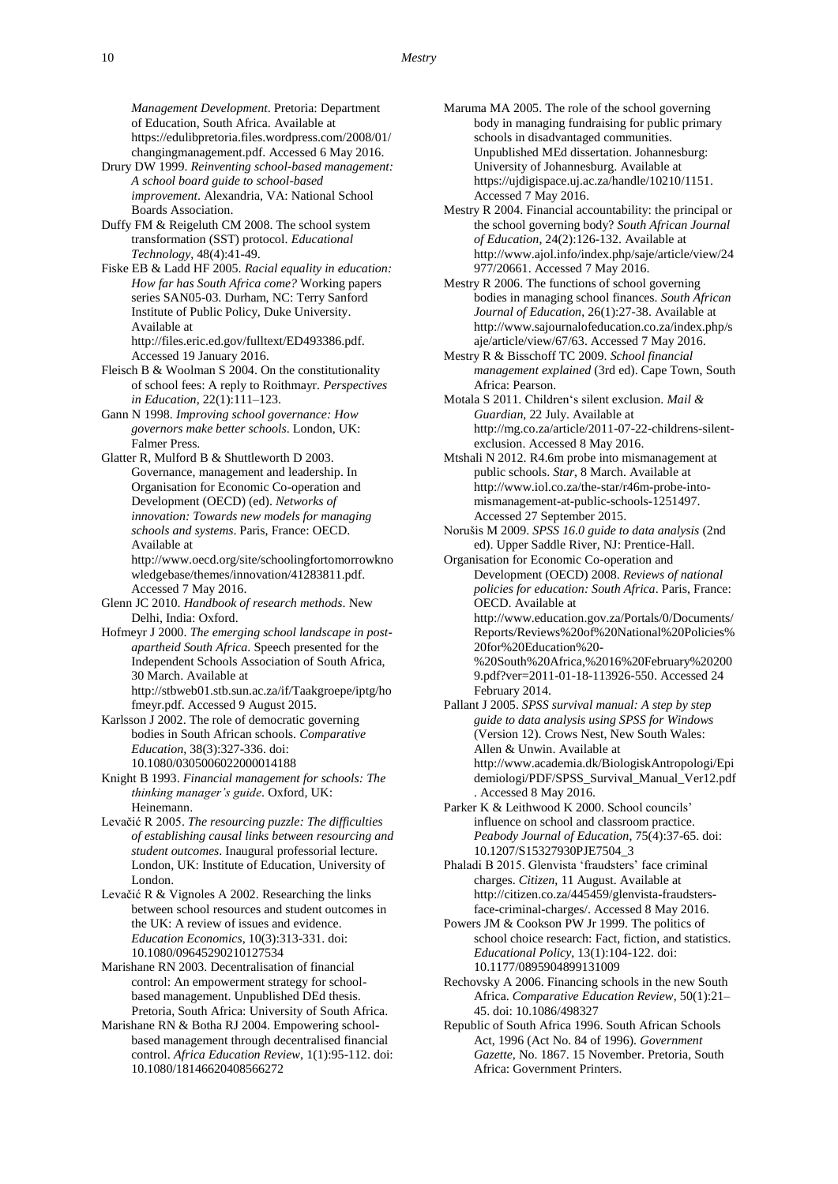*Management Development*. Pretoria: Department of Education, South Africa. Available at https://edulibpretoria.files.wordpress.com/2008/01/changingmanagement.pdf. Accessed 6 May 2016.

Drury DW 1999. *Reinventing school-based management: A school board guide to school-based improvement*. Alexandria, VA: National School Boards Association.

Duffy FM & Reigeluth CM 2008. The school system transformation (SST) protocol. *Educational Technology*, 48(4):41-49.

Fiske EB & Ladd HF 2005. *Racial equality in education: How far has South Africa come?* Working papers series SAN05-03. Durham, NC: Terry Sanford Institute of Public Policy, Duke University. Available at http://files.eric.ed.gov/fulltext/ED493386.pdf. Accessed 19 January 2016.

Fleisch B & Woolman S 2004. On the constitutionality of school fees: A reply to Roithmayr. *Perspectives in Education*, 22(1):111–123.

Gann N 1998. *Improving school governance: How governors make better schools*. London, UK: Falmer Press.

Glatter R, Mulford B & Shuttleworth D 2003. Governance, management and leadership. In Organisation for Economic Co-operation and Development (OECD) (ed). *Networks of innovation: Towards new models for managing schools and systems*. Paris, France: OECD. Available at http://www.oecd.org/site/schoolingfortomorrowknowledgebase/themes/innovation/41283811.pdf. Accessed 7 May 2016.

Glenn JC 2010. *Handbook of research methods*. New Delhi, India: Oxford.

Hofmeyr J 2000. *The emerging school landscape in post-apartheid South Africa*. Speech presented for the Independent Schools Association of South Africa, 30 March. Available at http://stbweb01.stb.sun.ac.za/if/Taakgroepe/iptg/hofmeyr.pdf. Accessed 9 August 2015.

Karlsson J 2002. The role of democratic governing bodies in South African schools. *Comparative Education*, 38(3):327-336. doi: 10.1080/0305006022000014188

Knight B 1993. *Financial management for schools: The thinking manager's guide*. Oxford, UK: Heinemann.

Levačić R 2005. *The resourcing puzzle: The difficulties of establishing causal links between resourcing and student outcomes*. Inaugural professorial lecture. London, UK: Institute of Education, University of London.

Levačić R & Vignoles A 2002. Researching the links between school resources and student outcomes in the UK: A review of issues and evidence. *Education Economics*, 10(3):313-331. doi: 10.1080/09645290210127534

Marishane RN 2003. Decentralisation of financial control: An empowerment strategy for school-based management. Unpublished DEd thesis. Pretoria, South Africa: University of South Africa.

Marishane RN & Botha RJ 2004. Empowering school-based management through decentralised financial control. *Africa Education Review*, 1(1):95-112. doi: 10.1080/18146620408566272

Maruma MA 2005. The role of the school governing body in managing fundraising for public primary schools in disadvantaged communities. Unpublished MEd dissertation. Johannesburg: University of Johannesburg. Available at https://ujdigispace.uj.ac.za/handle/10210/1151. Accessed 7 May 2016.

Mestry R 2004. Financial accountability: the principal or the school governing body? *South African Journal of Education*, 24(2):126-132. Available at http://www.ajol.info/index.php/saje/article/view/24977/20661. Accessed 7 May 2016.

Mestry R 2006. The functions of school governing bodies in managing school finances. *South African Journal of Education*, 26(1):27-38. Available at http://www.sajournalofeducation.co.za/index.php/saje/article/view/67/63. Accessed 7 May 2016.

Mestry R & Bisschoff TC 2009. *School financial management explained* (3rd ed). Cape Town, South Africa: Pearson.

Motala S 2011. Children's silent exclusion. *Mail & Guardian*, 22 July. Available at http://mg.co.za/article/2011-07-22-childrens-silent-exclusion. Accessed 8 May 2016.

Mtshali N 2012. R4.6m probe into mismanagement at public schools. *Star*, 8 March. Available at http://www.iol.co.za/the-star/r46m-probe-into-mismanagement-at-public-schools-1251497. Accessed 27 September 2015.

Norušis M 2009. *SPSS 16.0 guide to data analysis* (2nd ed). Upper Saddle River, NJ: Prentice-Hall.

Organisation for Economic Co-operation and Development (OECD) 2008. *Reviews of national policies for education: South Africa*. Paris, France: OECD. Available at http://www.education.gov.za/Portals/0/Documents/Reports/Reviews%20of%20National%20Policies%20for%20Education%20-%20South%20Africa,%2016%20February%202009.pdf?ver=2011-01-18-113926-550. Accessed 24 February 2014.

Pallant J 2005. *SPSS survival manual: A step by step guide to data analysis using SPSS for Windows* (Version 12). Crows Nest, New South Wales: Allen & Unwin. Available at http://www.academia.dk/BiologiskAntropologi/Epidemiologi/PDF/SPSS_Survival_Manual_Ver12.pdf. Accessed 8 May 2016.

Parker K & Leithwood K 2000. School councils' influence on school and classroom practice. *Peabody Journal of Education*, 75(4):37-65. doi: 10.1207/S15327930PJE7504_3

Phaladi B 2015. Glenvista 'fraudsters' face criminal charges. *Citizen*, 11 August. Available at http://citizen.co.za/445459/glenvista-fraudsters-face-criminal-charges/. Accessed 8 May 2016.

Powers JM & Cookson PW Jr 1999. The politics of school choice research: Fact, fiction, and statistics. *Educational Policy*, 13(1):104-122. doi: 10.1177/0895904899131009

Rechovsky A 2006. Financing schools in the new South Africa. *Comparative Education Review*, 50(1):21–45. doi: 10.1086/498327

Republic of South Africa 1996. South African Schools Act, 1996 (Act No. 84 of 1996). *Government Gazette*, No. 1867. 15 November. Pretoria, South Africa: Government Printers.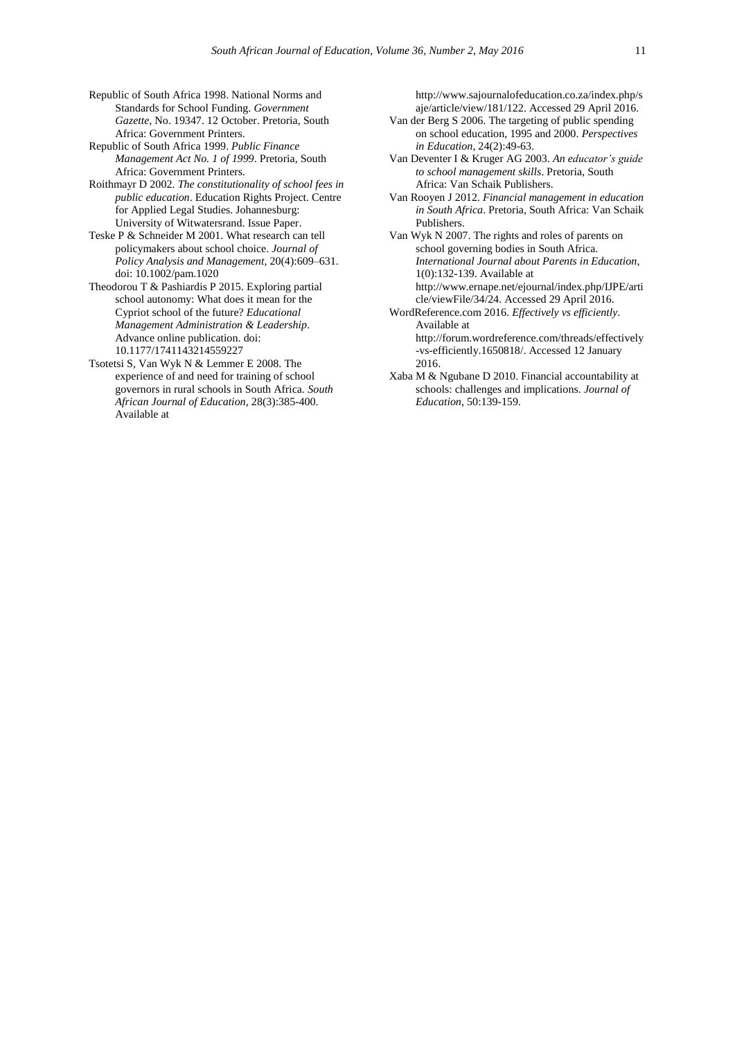Republic of South Africa 1998. National Norms and Standards for School Funding. *Government Gazette*, No. 19347. 12 October. Pretoria, South Africa: Government Printers.

Republic of South Africa 1999. *Public Finance Management Act No. 1 of 1999*. Pretoria, South Africa: Government Printers.

Roithmayr D 2002. *The constitutionality of school fees in public education*. Education Rights Project. Centre for Applied Legal Studies. Johannesburg: University of Witwatersrand. Issue Paper.

Teske P & Schneider M 2001. What research can tell policymakers about school choice. *Journal of Policy Analysis and Management*, 20(4):609–631. doi: 10.1002/pam.1020

Theodorou T & Pashiardis P 2015. Exploring partial school autonomy: What does it mean for the Cypriot school of the future? *Educational Management Administration & Leadership*. Advance online publication. doi: 10.1177/1741143214559227

Tsotetsi S, Van Wyk N & Lemmer E 2008. The experience of and need for training of school governors in rural schools in South Africa. *South African Journal of Education*, 28(3):385-400. Available at http://www.sajournalofeducation.co.za/index.php/saje/article/view/181/122. Accessed 29 April 2016.

Van der Berg S 2006. The targeting of public spending on school education, 1995 and 2000. *Perspectives in Education*, 24(2):49-63.

Van Deventer I & Kruger AG 2003. *An educator's guide to school management skills*. Pretoria, South Africa: Van Schaik Publishers.

Van Rooyen J 2012. *Financial management in education in South Africa*. Pretoria, South Africa: Van Schaik Publishers.

Van Wyk N 2007. The rights and roles of parents on school governing bodies in South Africa. *International Journal about Parents in Education*, 1(0):132-139. Available at http://www.ernape.net/ejournal/index.php/IJPE/article/viewFile/34/24. Accessed 29 April 2016.

WordReference.com 2016. *Effectively vs efficiently*. Available at http://forum.wordreference.com/threads/effectively-vs-efficiently.1650818/. Accessed 12 January 2016.

Xaba M & Ngubane D 2010. Financial accountability at schools: challenges and implications. *Journal of Education*, 50:139-159.